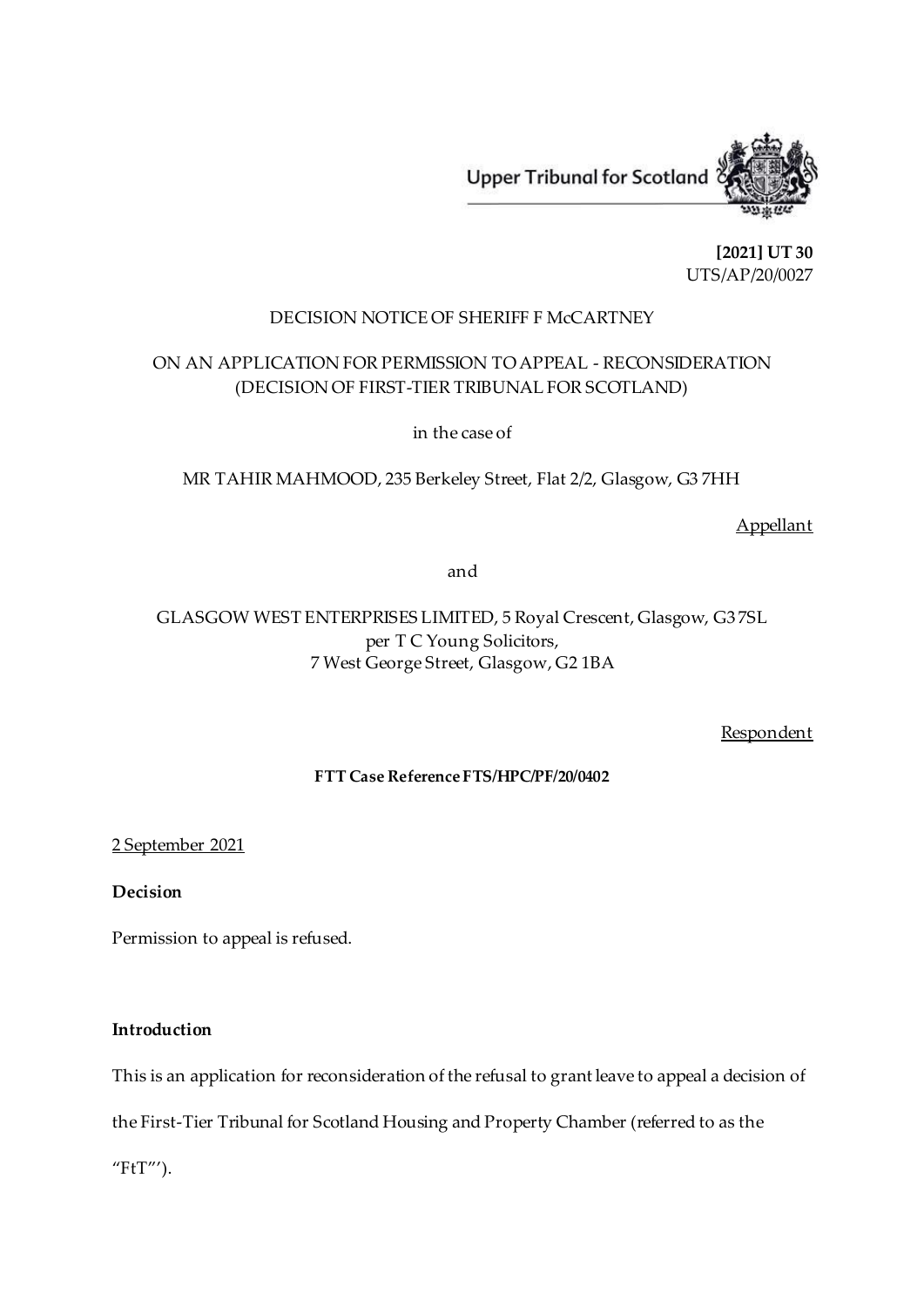Upper Tribunal for Scotland

**[2021] UT 30**
UTS/AP/20/0027

DECISION NOTICE OF SHERIFF F McCARTNEY

ON AN APPLICATION FOR PERMISSION TO APPEAL - RECONSIDERATION
(DECISION OF FIRST-TIER TRIBUNAL FOR SCOTLAND)

in the case of

MR TAHIR MAHMOOD, 235 Berkeley Street, Flat 2/2, Glasgow, G3 7HH

Appellant

and

GLASGOW WEST ENTERPRISES LIMITED, 5 Royal Crescent, Glasgow, G3 7SL
per T C Young Solicitors,
7 West George Street, Glasgow, G2 1BA

Respondent

**FTT Case Reference FTS/HPC/PF/20/0402**

2 September 2021

**Decision**

Permission to appeal is refused.

**Introduction**

This is an application for reconsideration of the refusal to grant leave to appeal a decision of the First-Tier Tribunal for Scotland Housing and Property Chamber (referred to as the "FtT"').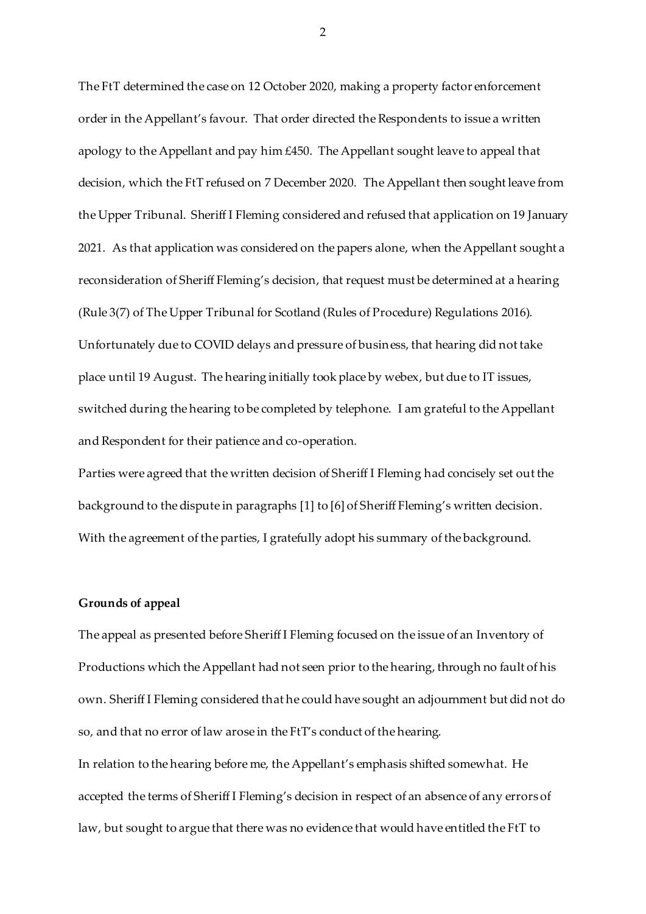The FtT determined the case on 12 October 2020, making a property factor enforcement order in the Appellant's favour. That order directed the Respondents to issue a written apology to the Appellant and pay him £450. The Appellant sought leave to appeal that decision, which the FtT refused on 7 December 2020. The Appellant then sought leave from the Upper Tribunal. Sheriff I Fleming considered and refused that application on 19 January 2021. As that application was considered on the papers alone, when the Appellant sought a reconsideration of Sheriff Fleming's decision, that request must be determined at a hearing (Rule 3(7) of The Upper Tribunal for Scotland (Rules of Procedure) Regulations 2016). Unfortunately due to COVID delays and pressure of business, that hearing did not take place until 19 August. The hearing initially took place by webex, but due to IT issues, switched during the hearing to be completed by telephone. I am grateful to the Appellant and Respondent for their patience and co-operation.

Parties were agreed that the written decision of Sheriff I Fleming had concisely set out the background to the dispute in paragraphs [1] to [6] of Sheriff Fleming's written decision. With the agreement of the parties, I gratefully adopt his summary of the background.

**Grounds of appeal**

The appeal as presented before Sheriff I Fleming focused on the issue of an Inventory of Productions which the Appellant had not seen prior to the hearing, through no fault of his own. Sheriff I Fleming considered that he could have sought an adjournment but did not do so, and that no error of law arose in the FtT's conduct of the hearing.

In relation to the hearing before me, the Appellant's emphasis shifted somewhat. He accepted the terms of Sheriff I Fleming's decision in respect of an absence of any errors of law, but sought to argue that there was no evidence that would have entitled the FtT to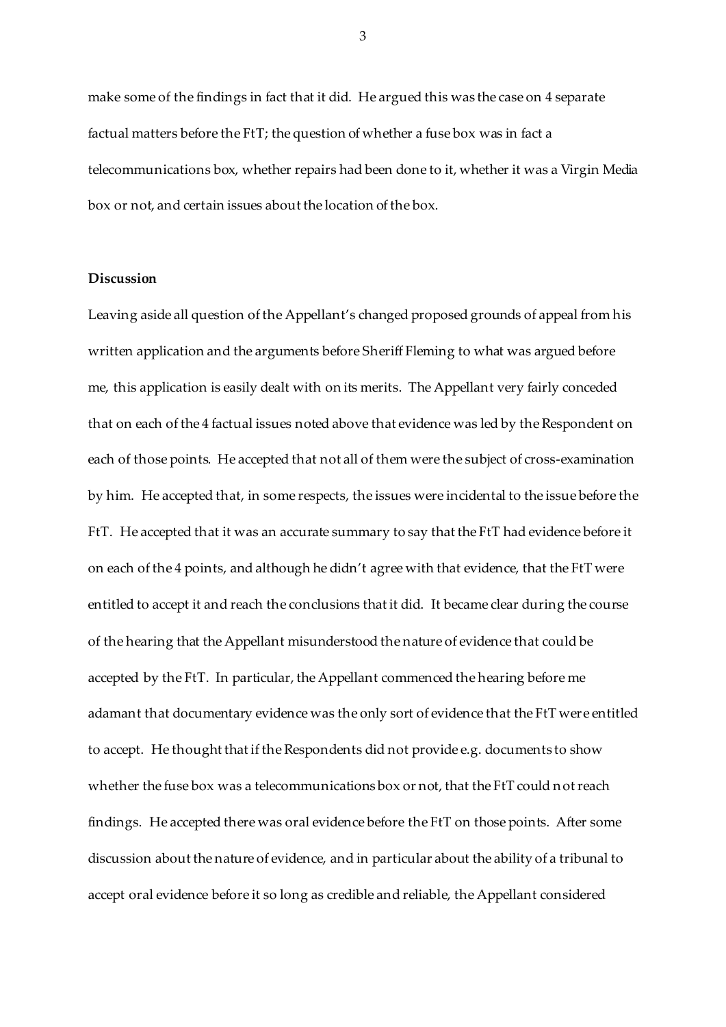make some of the findings in fact that it did. He argued this was the case on 4 separate factual matters before the FtT; the question of whether a fuse box was in fact a telecommunications box, whether repairs had been done to it, whether it was a Virgin Media box or not, and certain issues about the location of the box.

**Discussion**

Leaving aside all question of the Appellant's changed proposed grounds of appeal from his written application and the arguments before Sheriff Fleming to what was argued before me, this application is easily dealt with on its merits. The Appellant very fairly conceded that on each of the 4 factual issues noted above that evidence was led by the Respondent on each of those points. He accepted that not all of them were the subject of cross-examination by him. He accepted that, in some respects, the issues were incidental to the issue before the FtT. He accepted that it was an accurate summary to say that the FtT had evidence before it on each of the 4 points, and although he didn't agree with that evidence, that the FtT were entitled to accept it and reach the conclusions that it did. It became clear during the course of the hearing that the Appellant misunderstood the nature of evidence that could be accepted by the FtT. In particular, the Appellant commenced the hearing before me adamant that documentary evidence was the only sort of evidence that the FtT were entitled to accept. He thought that if the Respondents did not provide e.g. documents to show whether the fuse box was a telecommunications box or not, that the FtT could not reach findings. He accepted there was oral evidence before the FtT on those points. After some discussion about the nature of evidence, and in particular about the ability of a tribunal to accept oral evidence before it so long as credible and reliable, the Appellant considered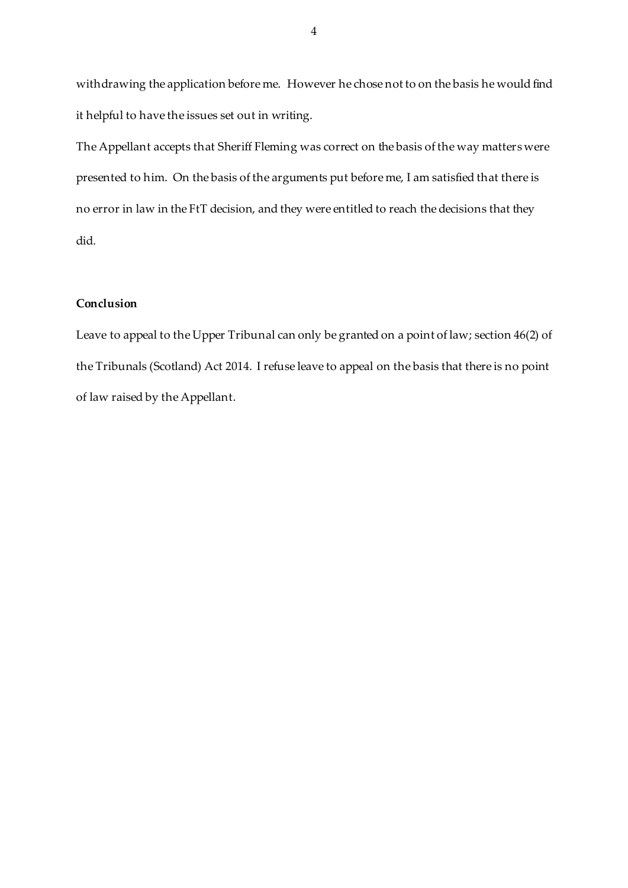withdrawing the application before me. However he chose not to on the basis he would find it helpful to have the issues set out in writing.

The Appellant accepts that Sheriff Fleming was correct on the basis of the way matters were presented to him. On the basis of the arguments put before me, I am satisfied that there is no error in law in the FtT decision, and they were entitled to reach the decisions that they did.

**Conclusion**

Leave to appeal to the Upper Tribunal can only be granted on a point of law; section 46(2) of the Tribunals (Scotland) Act 2014. I refuse leave to appeal on the basis that there is no point of law raised by the Appellant.